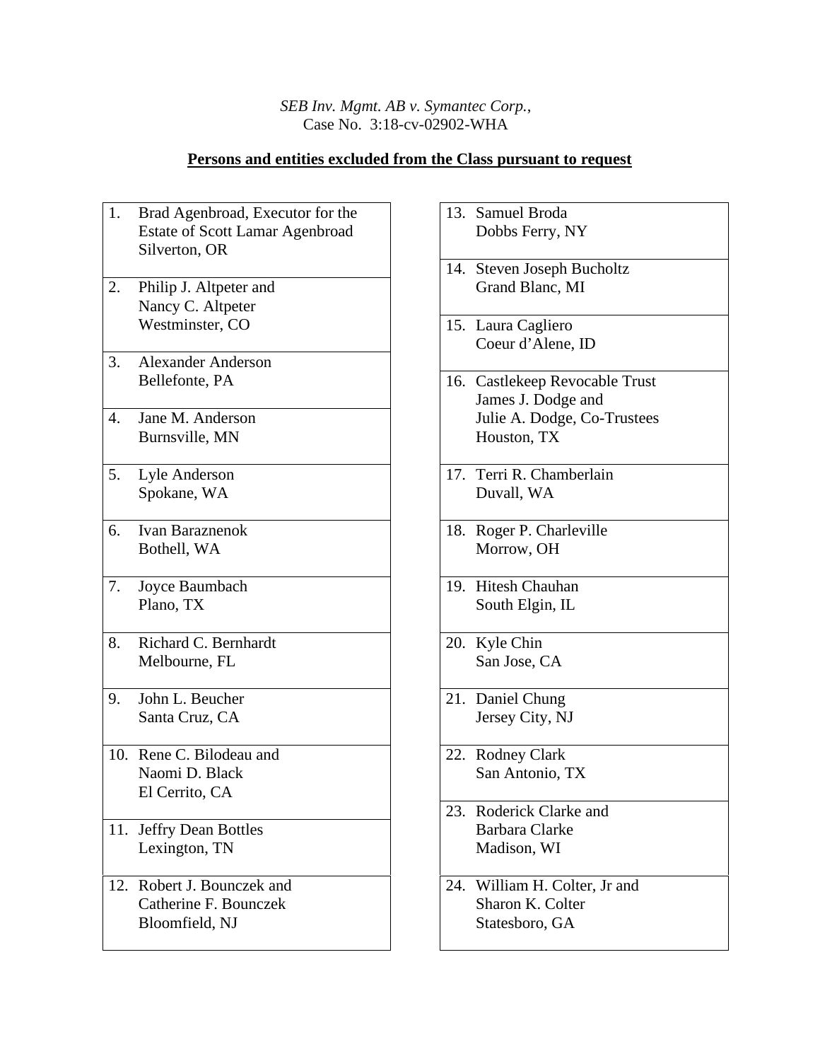*SEB Inv. Mgmt. AB v. Symantec Corp.*,
Case No. 3:18-cv-02902-WHA

**Persons and entities excluded from the Class pursuant to request**

1. Brad Agenbroad, Executor for the Estate of Scott Lamar Agenbroad
   Silverton, OR
2. Philip J. Altpeter and Nancy C. Altpeter
   Westminster, CO
3. Alexander Anderson
   Bellefonte, PA
4. Jane M. Anderson
   Burnsville, MN
5. Lyle Anderson
   Spokane, WA
6. Ivan Baraznenok
   Bothell, WA
7. Joyce Baumbach
   Plano, TX
8. Richard C. Bernhardt
   Melbourne, FL
9. John L. Beucher
   Santa Cruz, CA
10. Rene C. Bilodeau and Naomi D. Black
    El Cerrito, CA
11. Jeffry Dean Bottles
    Lexington, TN
12. Robert J. Bounczek and Catherine F. Bounczek
    Bloomfield, NJ
13. Samuel Broda
    Dobbs Ferry, NY
14. Steven Joseph Bucholtz
    Grand Blanc, MI
15. Laura Cagliero
    Coeur d'Alene, ID
16. Castlekeep Revocable Trust
    James J. Dodge and Julie A. Dodge, Co-Trustees
    Houston, TX
17. Terri R. Chamberlain
    Duvall, WA
18. Roger P. Charleville
    Morrow, OH
19. Hitesh Chauhan
    South Elgin, IL
20. Kyle Chin
    San Jose, CA
21. Daniel Chung
    Jersey City, NJ
22. Rodney Clark
    San Antonio, TX
23. Roderick Clarke and Barbara Clarke
    Madison, WI
24. William H. Colter, Jr and Sharon K. Colter
    Statesboro, GA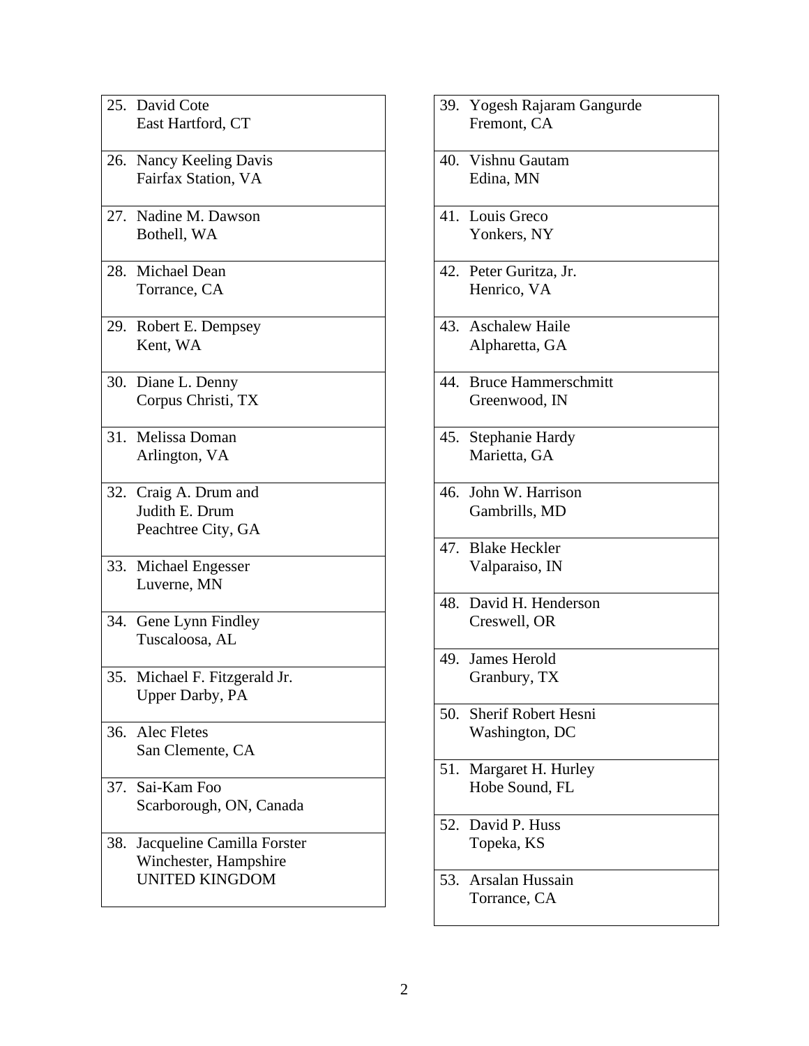25. David Cote
    East Hartford, CT

26. Nancy Keeling Davis
    Fairfax Station, VA

27. Nadine M. Dawson
    Bothell, WA

28. Michael Dean
    Torrance, CA

29. Robert E. Dempsey
    Kent, WA

30. Diane L. Denny
    Corpus Christi, TX

31. Melissa Doman
    Arlington, VA

32. Craig A. Drum and
    Judith E. Drum
    Peachtree City, GA

33. Michael Engesser
    Luverne, MN

34. Gene Lynn Findley
    Tuscaloosa, AL

35. Michael F. Fitzgerald Jr.
    Upper Darby, PA

36. Alec Fletes
    San Clemente, CA

37. Sai-Kam Foo
    Scarborough, ON, Canada

38. Jacqueline Camilla Forster
    Winchester, Hampshire
    UNITED KINGDOM

39. Yogesh Rajaram Gangurde
    Fremont, CA

40. Vishnu Gautam
    Edina, MN

41. Louis Greco
    Yonkers, NY

42. Peter Guritza, Jr.
    Henrico, VA

43. Aschalew Haile
    Alpharetta, GA

44. Bruce Hammerschmitt
    Greenwood, IN

45. Stephanie Hardy
    Marietta, GA

46. John W. Harrison
    Gambrills, MD

47. Blake Heckler
    Valparaiso, IN

48. David H. Henderson
    Creswell, OR

49. James Herold
    Granbury, TX

50. Sherif Robert Hesni
    Washington, DC

51. Margaret H. Hurley
    Hobe Sound, FL

52. David P. Huss
    Topeka, KS

53. Arsalan Hussain
    Torrance, CA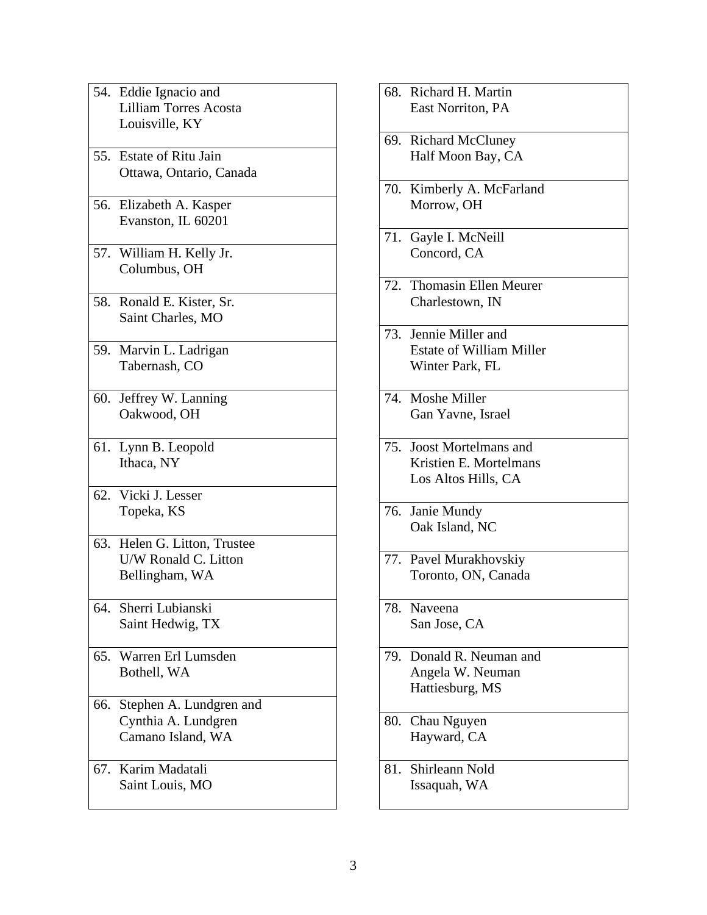54. Eddie Ignacio and
    Lilliam Torres Acosta
    Louisville, KY

55. Estate of Ritu Jain
    Ottawa, Ontario, Canada

56. Elizabeth A. Kasper
    Evanston, IL 60201

57. William H. Kelly Jr.
    Columbus, OH

58. Ronald E. Kister, Sr.
    Saint Charles, MO

59. Marvin L. Ladrigan
    Tabernash, CO

60. Jeffrey W. Lanning
    Oakwood, OH

61. Lynn B. Leopold
    Ithaca, NY

62. Vicki J. Lesser
    Topeka, KS

63. Helen G. Litton, Trustee
    U/W Ronald C. Litton
    Bellingham, WA

64. Sherri Lubianski
    Saint Hedwig, TX

65. Warren Erl Lumsden
    Bothell, WA

66. Stephen A. Lundgren and
    Cynthia A. Lundgren
    Camano Island, WA

67. Karim Madatali
    Saint Louis, MO

68. Richard H. Martin
    East Norriton, PA

69. Richard McCluney
    Half Moon Bay, CA

70. Kimberly A. McFarland
    Morrow, OH

71. Gayle I. McNeill
    Concord, CA

72. Thomasin Ellen Meurer
    Charlestown, IN

73. Jennie Miller and
    Estate of William Miller
    Winter Park, FL

74. Moshe Miller
    Gan Yavne, Israel

75. Joost Mortelmans and
    Kristien E. Mortelmans
    Los Altos Hills, CA

76. Janie Mundy
    Oak Island, NC

77. Pavel Murakhovskiy
    Toronto, ON, Canada

78. Naveena
    San Jose, CA

79. Donald R. Neuman and
    Angela W. Neuman
    Hattiesburg, MS

80. Chau Nguyen
    Hayward, CA

81. Shirleann Nold
    Issaquah, WA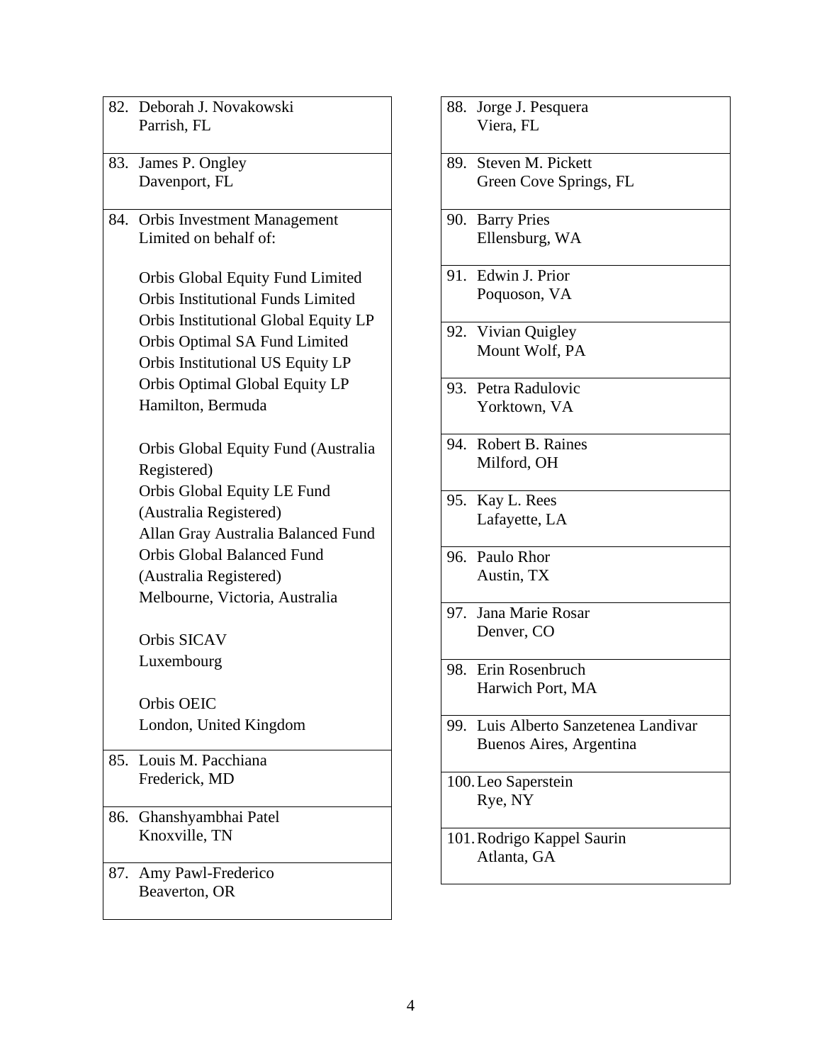82. Deborah J. Novakowski
    Parrish, FL

83. James P. Ongley
    Davenport, FL

84. Orbis Investment Management Limited on behalf of:

    Orbis Global Equity Fund Limited
    Orbis Institutional Funds Limited
    Orbis Institutional Global Equity LP
    Orbis Optimal SA Fund Limited
    Orbis Institutional US Equity LP
    Orbis Optimal Global Equity LP
    Hamilton, Bermuda

    Orbis Global Equity Fund (Australia Registered)
    Orbis Global Equity LE Fund (Australia Registered)
    Allan Gray Australia Balanced Fund
    Orbis Global Balanced Fund (Australia Registered)
    Melbourne, Victoria, Australia

    Orbis SICAV
    Luxembourg

    Orbis OEIC
    London, United Kingdom

85. Louis M. Pacchiana
    Frederick, MD

86. Ghanshyambhai Patel
    Knoxville, TN

87. Amy Pawl-Frederico
    Beaverton, OR

88. Jorge J. Pesquera
    Viera, FL

89. Steven M. Pickett
    Green Cove Springs, FL

90. Barry Pries
    Ellensburg, WA

91. Edwin J. Prior
    Poquoson, VA

92. Vivian Quigley
    Mount Wolf, PA

93. Petra Radulovic
    Yorktown, VA

94. Robert B. Raines
    Milford, OH

95. Kay L. Rees
    Lafayette, LA

96. Paulo Rhor
    Austin, TX

97. Jana Marie Rosar
    Denver, CO

98. Erin Rosenbruch
    Harwich Port, MA

99. Luis Alberto Sanzetenea Landivar
    Buenos Aires, Argentina

100. Leo Saperstein
    Rye, NY

101. Rodrigo Kappel Saurin
    Atlanta, GA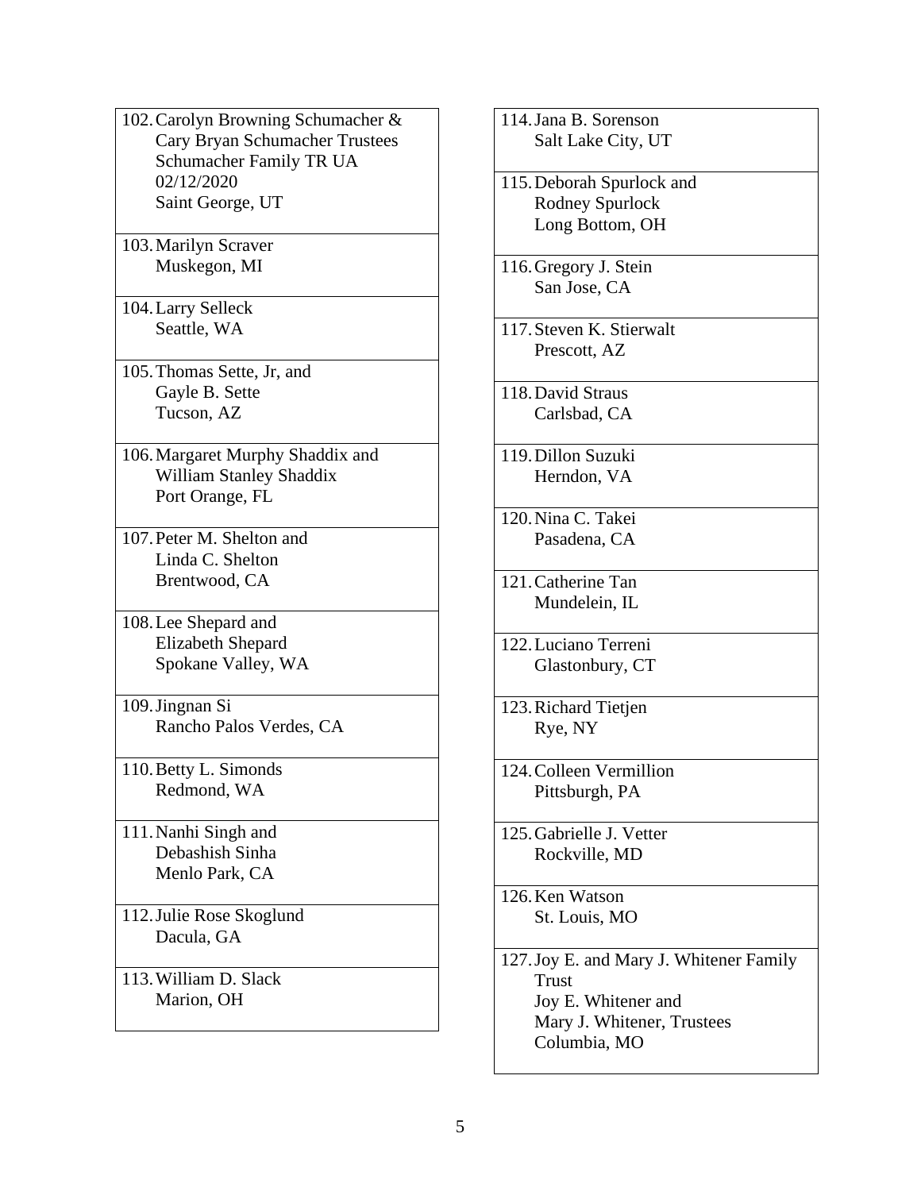102. Carolyn Browning Schumacher & Cary Bryan Schumacher Trustees Schumacher Family TR UA 02/12/2020
Saint George, UT

103. Marilyn Scraver
Muskegon, MI

104. Larry Selleck
Seattle, WA

105. Thomas Sette, Jr, and Gayle B. Sette
Tucson, AZ

106. Margaret Murphy Shaddix and William Stanley Shaddix
Port Orange, FL

107. Peter M. Shelton and Linda C. Shelton
Brentwood, CA

108. Lee Shepard and Elizabeth Shepard
Spokane Valley, WA

109. Jingnan Si
Rancho Palos Verdes, CA

110. Betty L. Simonds
Redmond, WA

111. Nanhi Singh and Debashish Sinha
Menlo Park, CA

112. Julie Rose Skoglund
Dacula, GA

113. William D. Slack
Marion, OH

114. Jana B. Sorenson
Salt Lake City, UT

115. Deborah Spurlock and Rodney Spurlock
Long Bottom, OH

116. Gregory J. Stein
San Jose, CA

117. Steven K. Stierwalt
Prescott, AZ

118. David Straus
Carlsbad, CA

119. Dillon Suzuki
Herndon, VA

120. Nina C. Takei
Pasadena, CA

121. Catherine Tan
Mundelein, IL

122. Luciano Terreni
Glastonbury, CT

123. Richard Tietjen
Rye, NY

124. Colleen Vermillion
Pittsburgh, PA

125. Gabrielle J. Vetter
Rockville, MD

126. Ken Watson
St. Louis, MO

127. Joy E. and Mary J. Whitener Family Trust
Joy E. Whitener and Mary J. Whitener, Trustees
Columbia, MO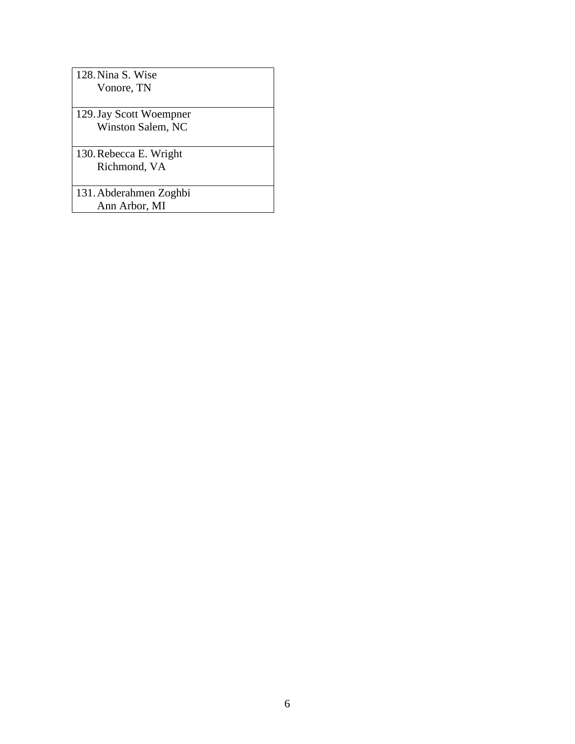| |
|---|
| 128. Nina S. Wise<br>Vonore, TN |
| 129. Jay Scott Woempner<br>Winston Salem, NC |
| 130. Rebecca E. Wright<br>Richmond, VA |
| 131. Abderahmen Zoghbi<br>Ann Arbor, MI |